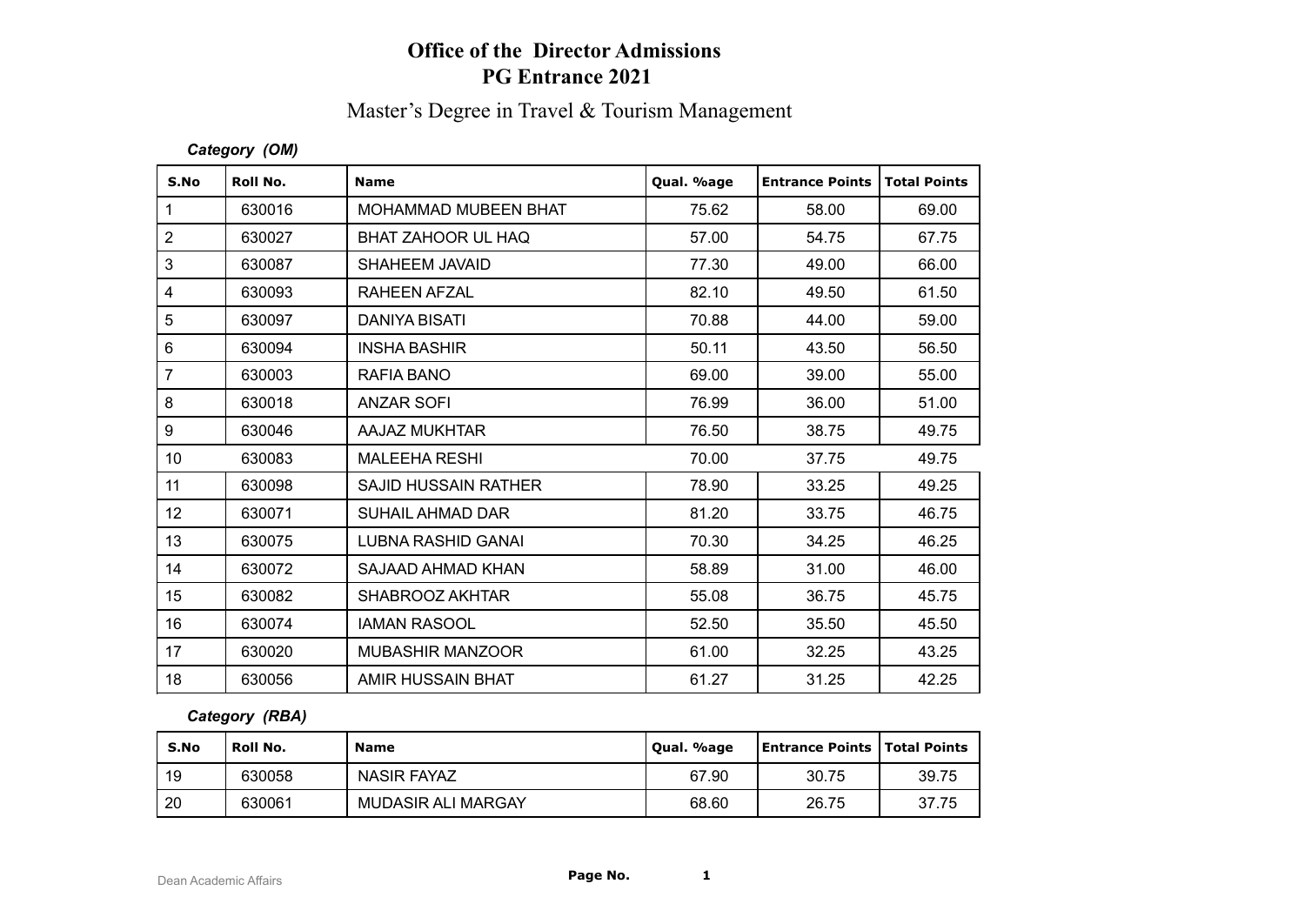# Office of the Director Admissions
# PG Entrance 2021

## Master's Degree in Travel & Tourism Management

***Category (OM)***

| S.No | Roll No. | Name | Qual. %age | Entrance Points | Total Points |
|---|---|---|---|---|---|
| 1 | 630016 | MOHAMMAD MUBEEN BHAT | 75.62 | 58.00 | 69.00 |
| 2 | 630027 | BHAT ZAHOOR UL HAQ | 57.00 | 54.75 | 67.75 |
| 3 | 630087 | SHAHEEM JAVAID | 77.30 | 49.00 | 66.00 |
| 4 | 630093 | RAHEEN AFZAL | 82.10 | 49.50 | 61.50 |
| 5 | 630097 | DANIYA BISATI | 70.88 | 44.00 | 59.00 |
| 6 | 630094 | INSHA BASHIR | 50.11 | 43.50 | 56.50 |
| 7 | 630003 | RAFIA BANO | 69.00 | 39.00 | 55.00 |
| 8 | 630018 | ANZAR SOFI | 76.99 | 36.00 | 51.00 |
| 9 | 630046 | AAJAZ MUKHTAR | 76.50 | 38.75 | 49.75 |
| 10 | 630083 | MALEEHA RESHI | 70.00 | 37.75 | 49.75 |
| 11 | 630098 | SAJID HUSSAIN RATHER | 78.90 | 33.25 | 49.25 |
| 12 | 630071 | SUHAIL AHMAD DAR | 81.20 | 33.75 | 46.75 |
| 13 | 630075 | LUBNA RASHID GANAI | 70.30 | 34.25 | 46.25 |
| 14 | 630072 | SAJAAD AHMAD KHAN | 58.89 | 31.00 | 46.00 |
| 15 | 630082 | SHABROOZ AKHTAR | 55.08 | 36.75 | 45.75 |
| 16 | 630074 | IAMAN RASOOL | 52.50 | 35.50 | 45.50 |
| 17 | 630020 | MUBASHIR MANZOOR | 61.00 | 32.25 | 43.25 |
| 18 | 630056 | AMIR HUSSAIN BHAT | 61.27 | 31.25 | 42.25 |

***Category (RBA)***

| S.No | Roll No. | Name | Qual. %age | Entrance Points | Total Points |
|---|---|---|---|---|---|
| 19 | 630058 | NASIR FAYAZ | 67.90 | 30.75 | 39.75 |
| 20 | 630061 | MUDASIR ALI MARGAY | 68.60 | 26.75 | 37.75 |

Dean Academic Affairs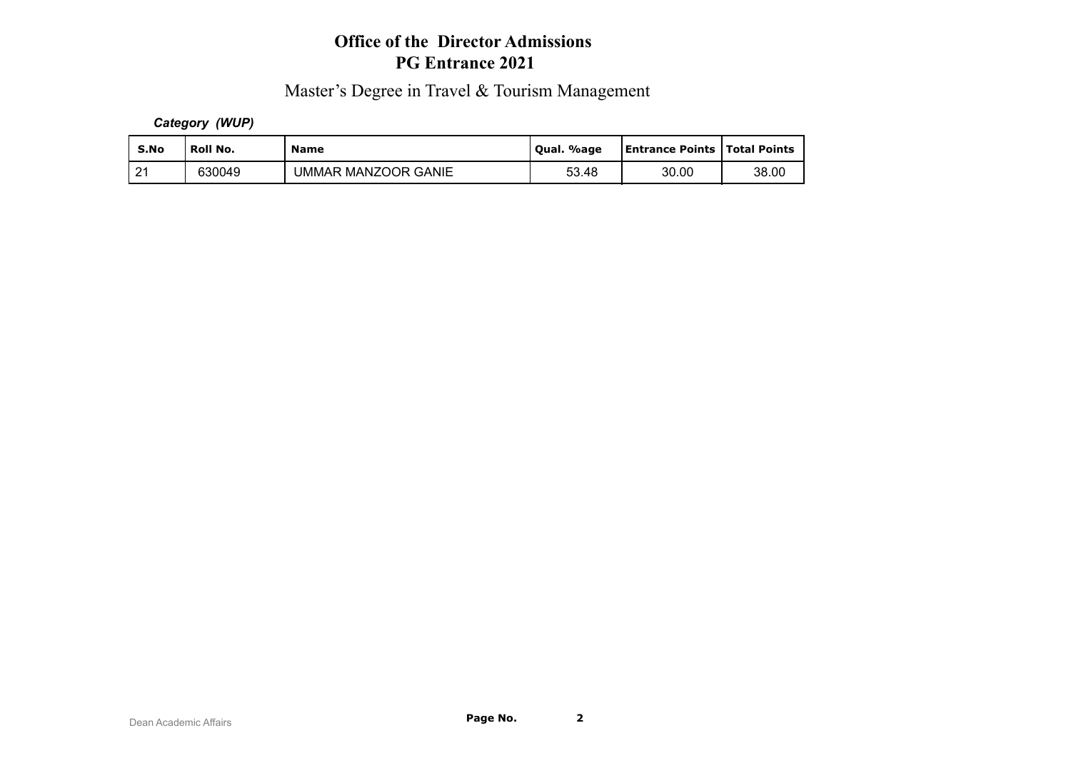# Office of the Director Admissions
# PG Entrance 2021

## Master's Degree in Travel & Tourism Management

***Category (WUP)***

| S.No | Roll No. | Name | Qual. %age | Entrance Points | Total Points |
|---|---|---|---|---|---|
| 21 | 630049 | UMMAR MANZOOR GANIE | 53.48 | 30.00 | 38.00 |

Dean Academic Affairs